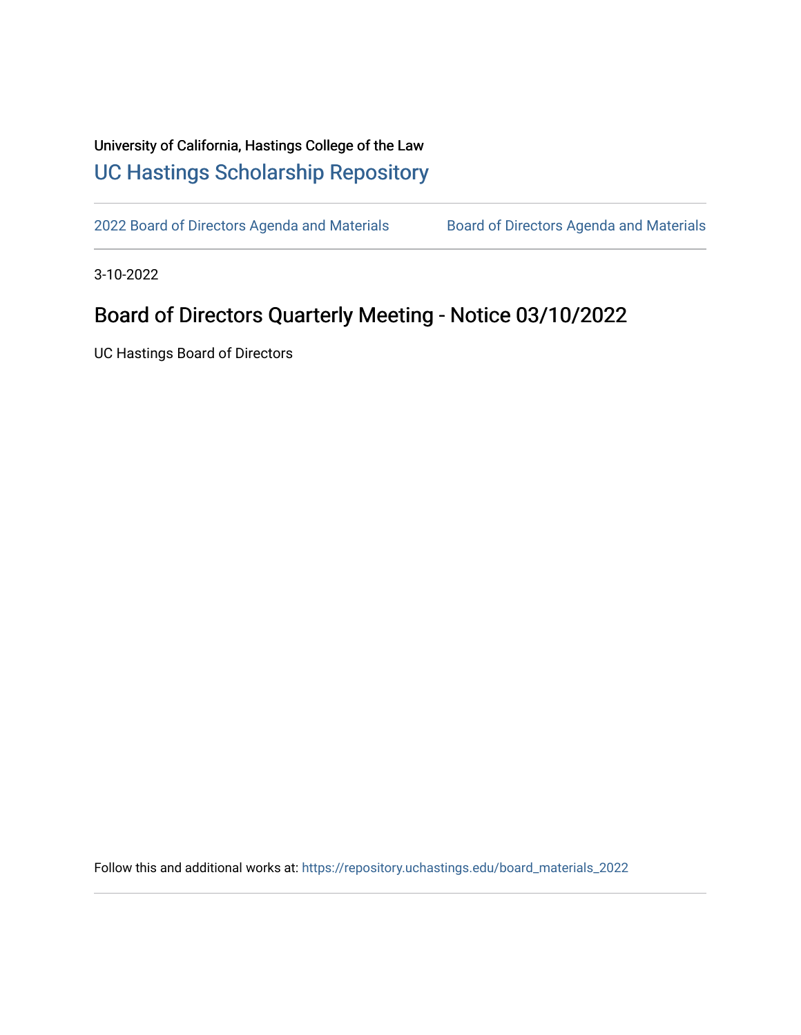University of California, Hastings College of the Law

# UC Hastings Scholarship Repository

2022 Board of Directors Agenda and Materials | Board of Directors Agenda and Materials

3-10-2022

## Board of Directors Quarterly Meeting - Notice 03/10/2022

UC Hastings Board of Directors

Follow this and additional works at: https://repository.uchastings.edu/board_materials_2022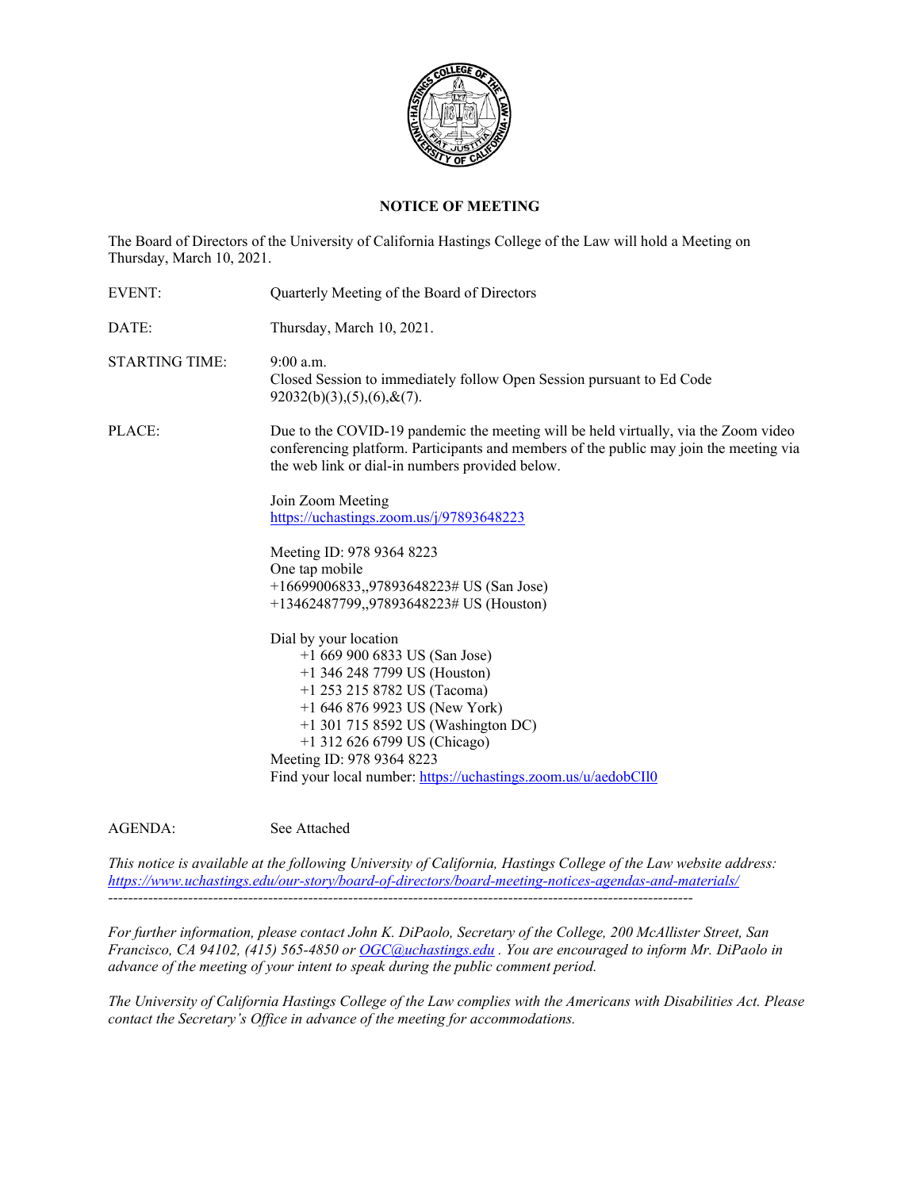# NOTICE OF MEETING

The Board of Directors of the University of California Hastings College of the Law will hold a Meeting on Thursday, March 10, 2021.

| | |
|---|---|
| EVENT: | Quarterly Meeting of the Board of Directors |
| DATE: | Thursday, March 10, 2021. |
| STARTING TIME: | 9:00 a.m.<br>Closed Session to immediately follow Open Session pursuant to Ed Code 92032(b)(3),(5),(6),&(7). |
| PLACE: | Due to the COVID-19 pandemic the meeting will be held virtually, via the Zoom video conferencing platform. Participants and members of the public may join the meeting via the web link or dial-in numbers provided below. |

Join Zoom Meeting
https://uchastings.zoom.us/j/97893648223

Meeting ID: 978 9364 8223
One tap mobile
+16699006833,,97893648223# US (San Jose)
+13462487799,,97893648223# US (Houston)

Dial by your location
- +1 669 900 6833 US (San Jose)
- +1 346 248 7799 US (Houston)
- +1 253 215 8782 US (Tacoma)
- +1 646 876 9923 US (New York)
- +1 301 715 8592 US (Washington DC)
- +1 312 626 6799 US (Chicago)

Meeting ID: 978 9364 8223
Find your local number: https://uchastings.zoom.us/u/aedobCIl0

AGENDA: See Attached

*This notice is available at the following University of California, Hastings College of the Law website address: https://www.uchastings.edu/our-story/board-of-directors/board-meeting-notices-agendas-and-materials/*

---

*For further information, please contact John K. DiPaolo, Secretary of the College, 200 McAllister Street, San Francisco, CA 94102, (415) 565-4850 or OGC@uchastings.edu . You are encouraged to inform Mr. DiPaolo in advance of the meeting of your intent to speak during the public comment period.*

*The University of California Hastings College of the Law complies with the Americans with Disabilities Act. Please contact the Secretary's Office in advance of the meeting for accommodations.*